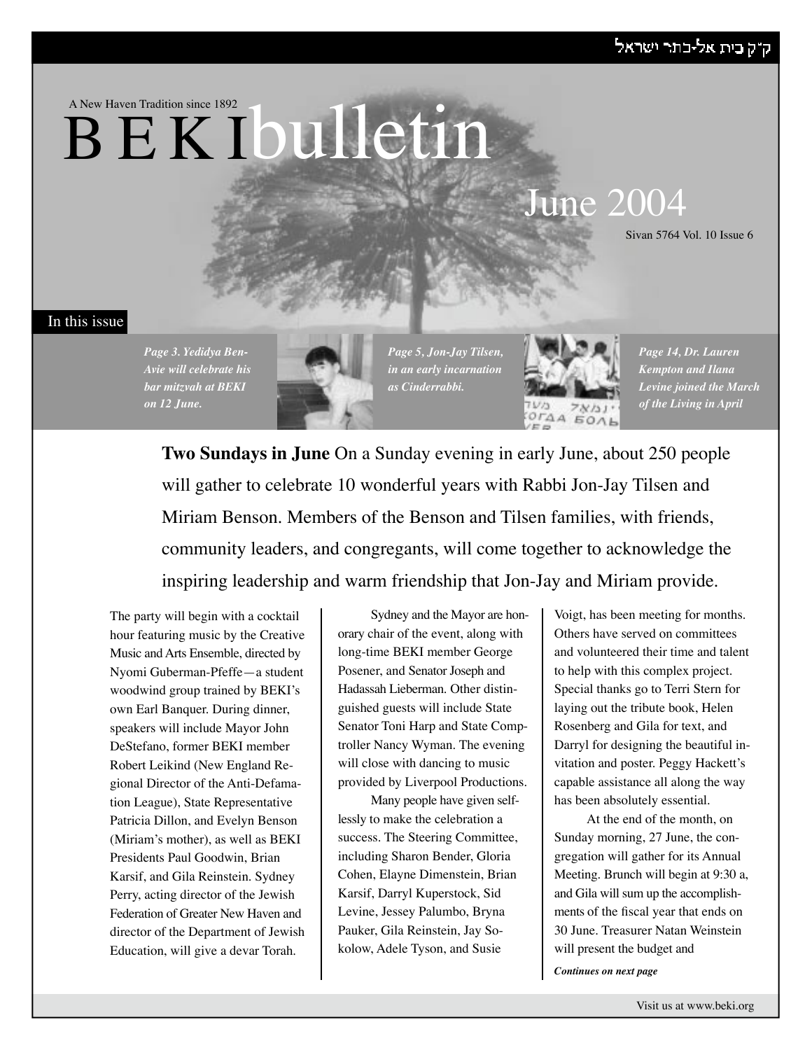ק״ק בית אל-כתר ישראל

A New Haven Tradition since 1892

# BEKI bulletin

## June 2004

Sivan 5764 Vol. 10 Issue 6

### In this issue

*Page 3. Yedidya Ben-Avie will celebrate his bar mitzvah at BEKI on 12 June.*

*Page 5, Jon-Jay Tilsen, in an early incarnation as Cinderrabbi.*

*Page 14, Dr. Lauren Kempton and Ilana Levine joined the March of the Living in April*

**Two Sundays in June** On a Sunday evening in early June, about 250 people will gather to celebrate 10 wonderful years with Rabbi Jon-Jay Tilsen and Miriam Benson. Members of the Benson and Tilsen families, with friends, community leaders, and congregants, will come together to acknowledge the inspiring leadership and warm friendship that Jon-Jay and Miriam provide.

The party will begin with a cocktail hour featuring music by the Creative Music and Arts Ensemble, directed by Nyomi Guberman-Pfeffe—a student woodwind group trained by BEKI's own Earl Banquer. During dinner, speakers will include Mayor John DeStefano, former BEKI member Robert Leikind (New England Regional Director of the Anti-Defamation League), State Representative Patricia Dillon, and Evelyn Benson (Miriam's mother), as well as BEKI Presidents Paul Goodwin, Brian Karsif, and Gila Reinstein. Sydney Perry, acting director of the Jewish Federation of Greater New Haven and director of the Department of Jewish Education, will give a devar Torah.

Sydney and the Mayor are honorary chair of the event, along with long-time BEKI member George Posener, and Senator Joseph and Hadassah Lieberman. Other distinguished guests will include State Senator Toni Harp and State Comptroller Nancy Wyman. The evening will close with dancing to music provided by Liverpool Productions.

Many people have given selflessly to make the celebration a success. The Steering Committee, including Sharon Bender, Gloria Cohen, Elayne Dimenstein, Brian Karsif, Darryl Kuperstock, Sid Levine, Jessey Palumbo, Bryna Pauker, Gila Reinstein, Jay Sokolow, Adele Tyson, and Susie Voigt, has been meeting for months. Others have served on committees and volunteered their time and talent to help with this complex project. Special thanks go to Terri Stern for laying out the tribute book, Helen Rosenberg and Gila for text, and Darryl for designing the beautiful invitation and poster. Peggy Hackett's capable assistance all along the way has been absolutely essential.

At the end of the month, on Sunday morning, 27 June, the congregation will gather for its Annual Meeting. Brunch will begin at 9:30 a, and Gila will sum up the accomplishments of the fiscal year that ends on 30 June. Treasurer Natan Weinstein will present the budget and

*Continues on next page*

Visit us at www.beki.org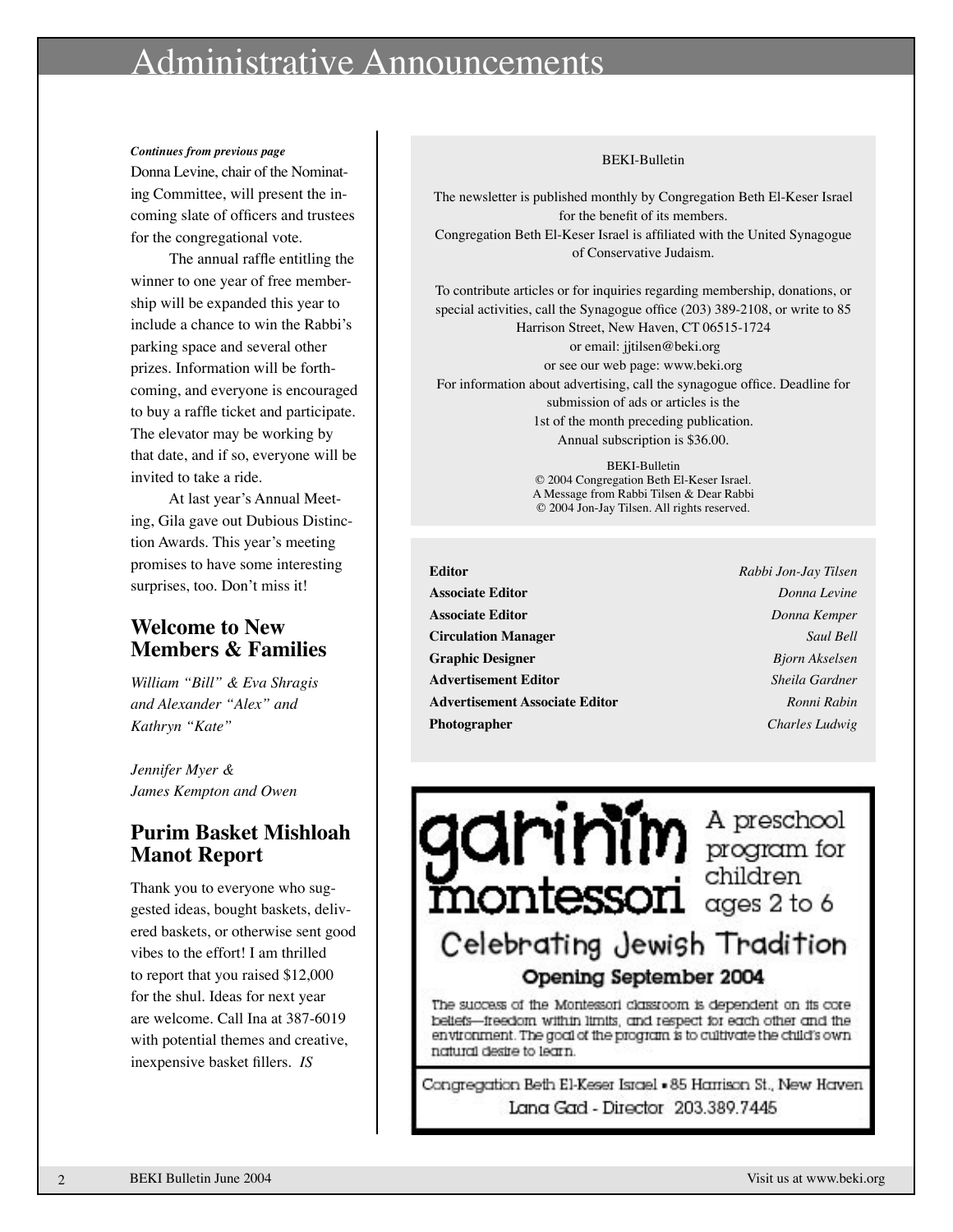# Administrative Announcements

***Continues from previous page***

Donna Levine, chair of the Nominating Committee, will present the incoming slate of officers and trustees for the congregational vote.

The annual raffle entitling the winner to one year of free membership will be expanded this year to include a chance to win the Rabbi's parking space and several other prizes. Information will be forthcoming, and everyone is encouraged to buy a raffle ticket and participate. The elevator may be working by that date, and if so, everyone will be invited to take a ride.

At last year's Annual Meeting, Gila gave out Dubious Distinction Awards. This year's meeting promises to have some interesting surprises, too. Don't miss it!

## Welcome to New Members & Families

*William "Bill" & Eva Shragis and Alexander "Alex" and Kathryn "Kate"*

*Jennifer Myer & James Kempton and Owen*

## Purim Basket Mishloah Manot Report

Thank you to everyone who suggested ideas, bought baskets, delivered baskets, or otherwise sent good vibes to the effort! I am thrilled to report that you raised $12,000 for the shul. Ideas for next year are welcome. Call Ina at 387-6019 with potential themes and creative, inexpensive basket fillers. *IS*

---

BEKI-Bulletin

The newsletter is published monthly by Congregation Beth El-Keser Israel for the benefit of its members.
Congregation Beth El-Keser Israel is affiliated with the United Synagogue of Conservative Judaism.

To contribute articles or for inquiries regarding membership, donations, or special activities, call the Synagogue office (203) 389-2108, or write to 85 Harrison Street, New Haven, CT 06515-1724
or email: jjtilsen@beki.org
or see our web page: www.beki.org
For information about advertising, call the synagogue office. Deadline for submission of ads or articles is the 1st of the month preceding publication.
Annual subscription is $36.00.

BEKI-Bulletin
© 2004 Congregation Beth El-Keser Israel.
A Message from Rabbi Tilsen & Dear Rabbi
© 2004 Jon-Jay Tilsen. All rights reserved.

| | |
|---|---|
| **Editor** | *Rabbi Jon-Jay Tilsen* |
| **Associate Editor** | *Donna Levine* |
| **Associate Editor** | *Donna Kemper* |
| **Circulation Manager** | *Saul Bell* |
| **Graphic Designer** | *Bjorn Akselsen* |
| **Advertisement Editor** | *Sheila Gardner* |
| **Advertisement Associate Editor** | *Ronni Rabin* |
| **Photographer** | *Charles Ludwig* |

---

**garinim montessori** A preschool program for children ages 2 to 6

Celebrating Jewish Tradition

**Opening September 2004**

The success of the Montessori classroom is dependent on its core beliefs—freedom within limits, and respect for each other and the environment. The goal of the program is to cultivate the child's own natural desire to learn.

Congregation Beth El-Keser Israel • 85 Harrison St., New Haven
Lana Gad - Director 203.389.7445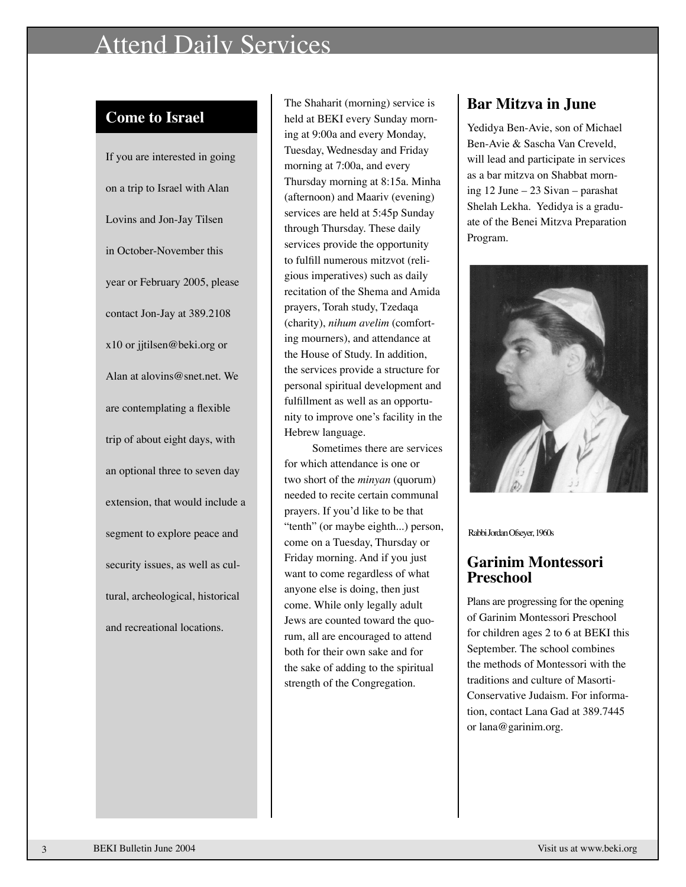# Attend Daily Services

## Come to Israel

If you are interested in going on a trip to Israel with Alan Lovins and Jon-Jay Tilsen in October-November this year or February 2005, please contact Jon-Jay at 389.2108 x10 or jjtilsen@beki.org or Alan at alovins@snet.net. We are contemplating a flexible trip of about eight days, with an optional three to seven day extension, that would include a segment to explore peace and security issues, as well as cultural, archeological, historical and recreational locations.

The Shaharit (morning) service is held at BEKI every Sunday morning at 9:00a and every Monday, Tuesday, Wednesday and Friday morning at 7:00a, and every Thursday morning at 8:15a. Minha (afternoon) and Maariv (evening) services are held at 5:45p Sunday through Thursday. These daily services provide the opportunity to fulfill numerous mitzvot (religious imperatives) such as daily recitation of the Shema and Amida prayers, Torah study, Tzedaqa (charity), *nihum avelim* (comforting mourners), and attendance at the House of Study. In addition, the services provide a structure for personal spiritual development and fulfillment as well as an opportunity to improve one's facility in the Hebrew language.

Sometimes there are services for which attendance is one or two short of the *minyan* (quorum) needed to recite certain communal prayers. If you'd like to be that "tenth" (or maybe eighth...) person, come on a Tuesday, Thursday or Friday morning. And if you just want to come regardless of what anyone else is doing, then just come. While only legally adult Jews are counted toward the quorum, all are encouraged to attend both for their own sake and for the sake of adding to the spiritual strength of the Congregation.

## Bar Mitzva in June

Yedidya Ben-Avie, son of Michael Ben-Avie & Sascha Van Creveld, will lead and participate in services as a bar mitzva on Shabbat morning 12 June – 23 Sivan – parashat Shelah Lekha. Yedidya is a graduate of the Benei Mitzva Preparation Program.

Rabbi Jordan Ofseyer, 1960s

## Garinim Montessori Preschool

Plans are progressing for the opening of Garinim Montessori Preschool for children ages 2 to 6 at BEKI this September. The school combines the methods of Montessori with the traditions and culture of Masorti-Conservative Judaism. For information, contact Lana Gad at 389.7445 or lana@garinim.org.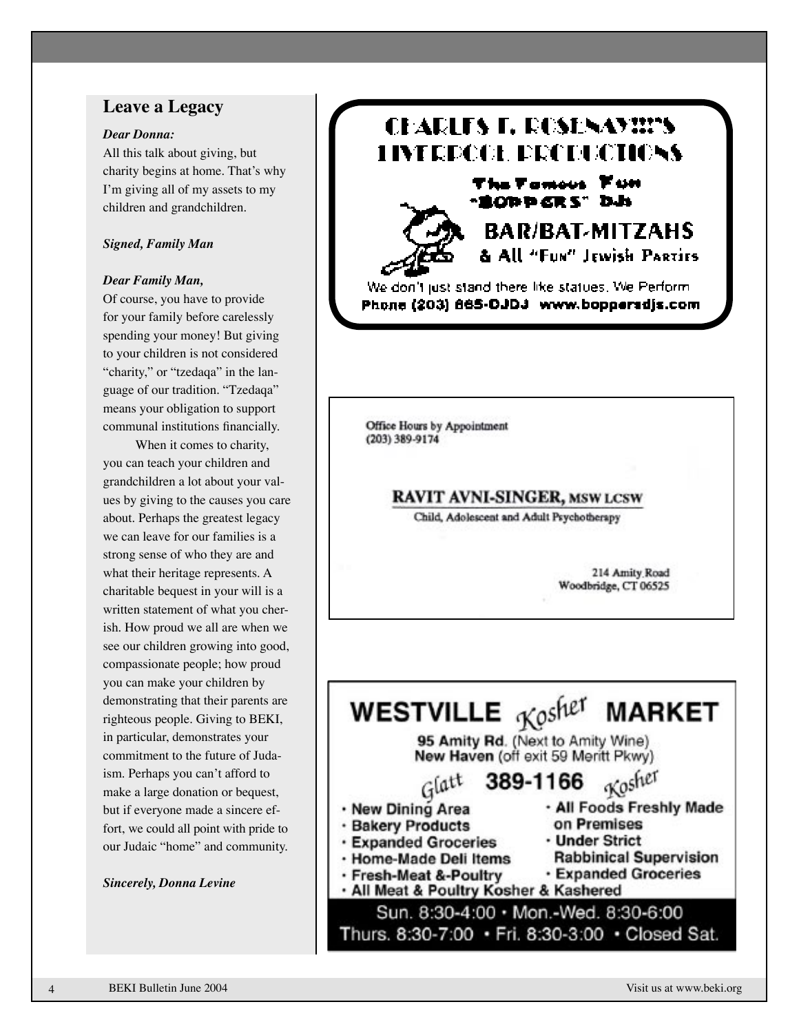## Leave a Legacy

***Dear Donna:***

All this talk about giving, but charity begins at home. That's why I'm giving all of my assets to my children and grandchildren.

***Signed, Family Man***

***Dear Family Man,***

Of course, you have to provide for your family before carelessly spending your money! But giving to your children is not considered "charity," or "tzedaqa" in the language of our tradition. "Tzedaqa" means your obligation to support communal institutions financially.

When it comes to charity, you can teach your children and grandchildren a lot about your values by giving to the causes you care about. Perhaps the greatest legacy we can leave for our families is a strong sense of who they are and what their heritage represents. A charitable bequest in your will is a written statement of what you cherish. How proud we all are when we see our children growing into good, compassionate people; how proud you can make your children by demonstrating that their parents are righteous people. Giving to BEKI, in particular, demonstrates your commitment to the future of Judaism. Perhaps you can't afford to make a large donation or bequest, but if everyone made a sincere effort, we could all point with pride to our Judaic "home" and community.

***Sincerely, Donna Levine***

---

**CHARLES E. ROSENAY!!!'S LIVERPOOL PRODUCTIONS**

**The Famous Fun "BOPPERS" DJs**

**BAR/BAT-MITZAHS**

**& All "Fun" Jewish Parties**

We don't just stand there like statues. We Perform

**Phone (203) 865-DJDJ www.boppersdjs.com**

---

Office Hours by Appointment
(203) 389-9174

**RAVIT AVNI-SINGER, MSW LCSW**

Child, Adolescent and Adult Psychotherapy

214 Amity Road
Woodbridge, CT 06525

---

# WESTVILLE *Kosher* MARKET

**95 Amity Rd.** (Next to Amity Wine)
**New Haven** (off exit 59 Merritt Pkwy)

*Glatt* **389-1166** *Kosher*

- New Dining Area
- Bakery Products
- Expanded Groceries
- Home-Made Deli Items
- Fresh-Meat &-Poultry
- All Foods Freshly Made on Premises
- Under Strict Rabbinical Supervision
- Expanded Groceries
- All Meat & Poultry Kosher & Kashered

Sun. 8:30-4:00 • Mon.-Wed. 8:30-6:00
Thurs. 8:30-7:00 • Fri. 8:30-3:00 • Closed Sat.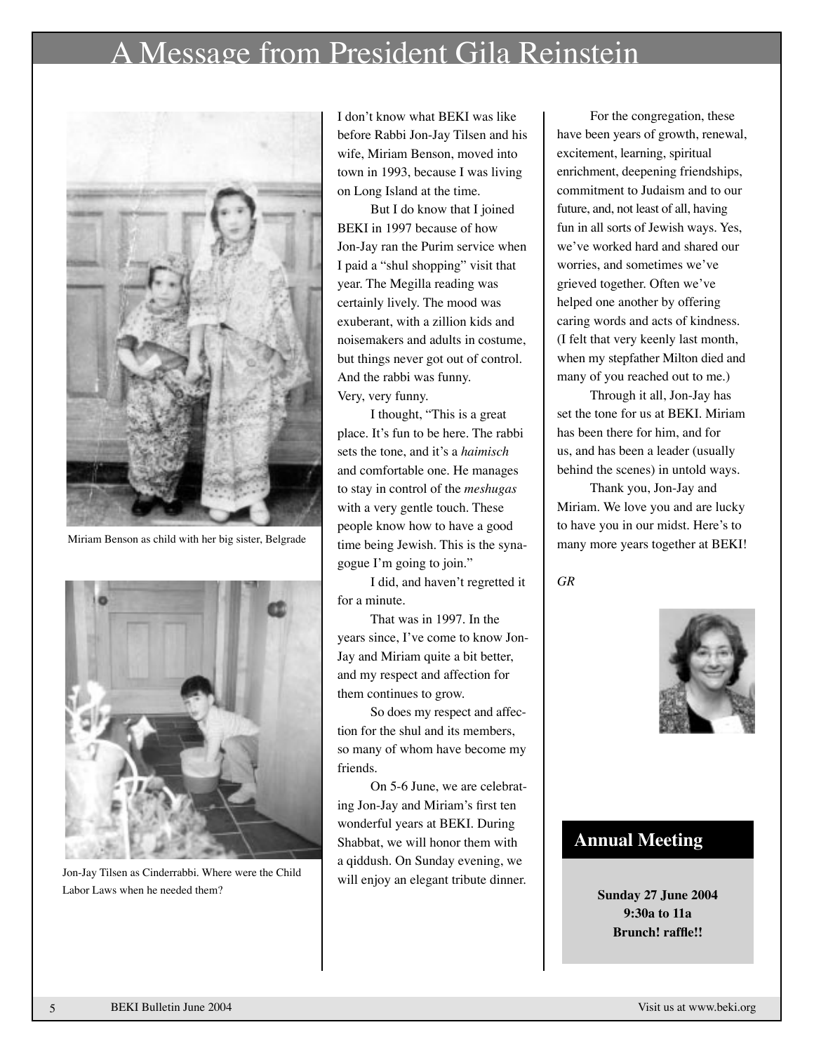# A Message from President Gila Reinstein

Miriam Benson as child with her big sister, Belgrade

Jon-Jay Tilsen as Cinderrabbi. Where were the Child Labor Laws when he needed them?

I don't know what BEKI was like before Rabbi Jon-Jay Tilsen and his wife, Miriam Benson, moved into town in 1993, because I was living on Long Island at the time.

But I do know that I joined BEKI in 1997 because of how Jon-Jay ran the Purim service when I paid a "shul shopping" visit that year. The Megilla reading was certainly lively. The mood was exuberant, with a zillion kids and noisemakers and adults in costume, but things never got out of control. And the rabbi was funny. Very, very funny.

I thought, "This is a great place. It's fun to be here. The rabbi sets the tone, and it's a *haimisch* and comfortable one. He manages to stay in control of the *meshugas* with a very gentle touch. These people know how to have a good time being Jewish. This is the synagogue I'm going to join."

I did, and haven't regretted it for a minute.

That was in 1997. In the years since, I've come to know Jon-Jay and Miriam quite a bit better, and my respect and affection for them continues to grow.

So does my respect and affection for the shul and its members, so many of whom have become my friends.

On 5-6 June, we are celebrating Jon-Jay and Miriam's first ten wonderful years at BEKI. During Shabbat, we will honor them with a qiddush. On Sunday evening, we will enjoy an elegant tribute dinner.

For the congregation, these have been years of growth, renewal, excitement, learning, spiritual enrichment, deepening friendships, commitment to Judaism and to our future, and, not least of all, having fun in all sorts of Jewish ways. Yes, we've worked hard and shared our worries, and sometimes we've grieved together. Often we've helped one another by offering caring words and acts of kindness. (I felt that very keenly last month, when my stepfather Milton died and many of you reached out to me.)

Through it all, Jon-Jay has set the tone for us at BEKI. Miriam has been there for him, and for us, and has been a leader (usually behind the scenes) in untold ways.

Thank you, Jon-Jay and Miriam. We love you and are lucky to have you in our midst. Here's to many more years together at BEKI!

*GR*

## Annual Meeting

**Sunday 27 June 2004**
**9:30a to 11a**
**Brunch! raffle!!**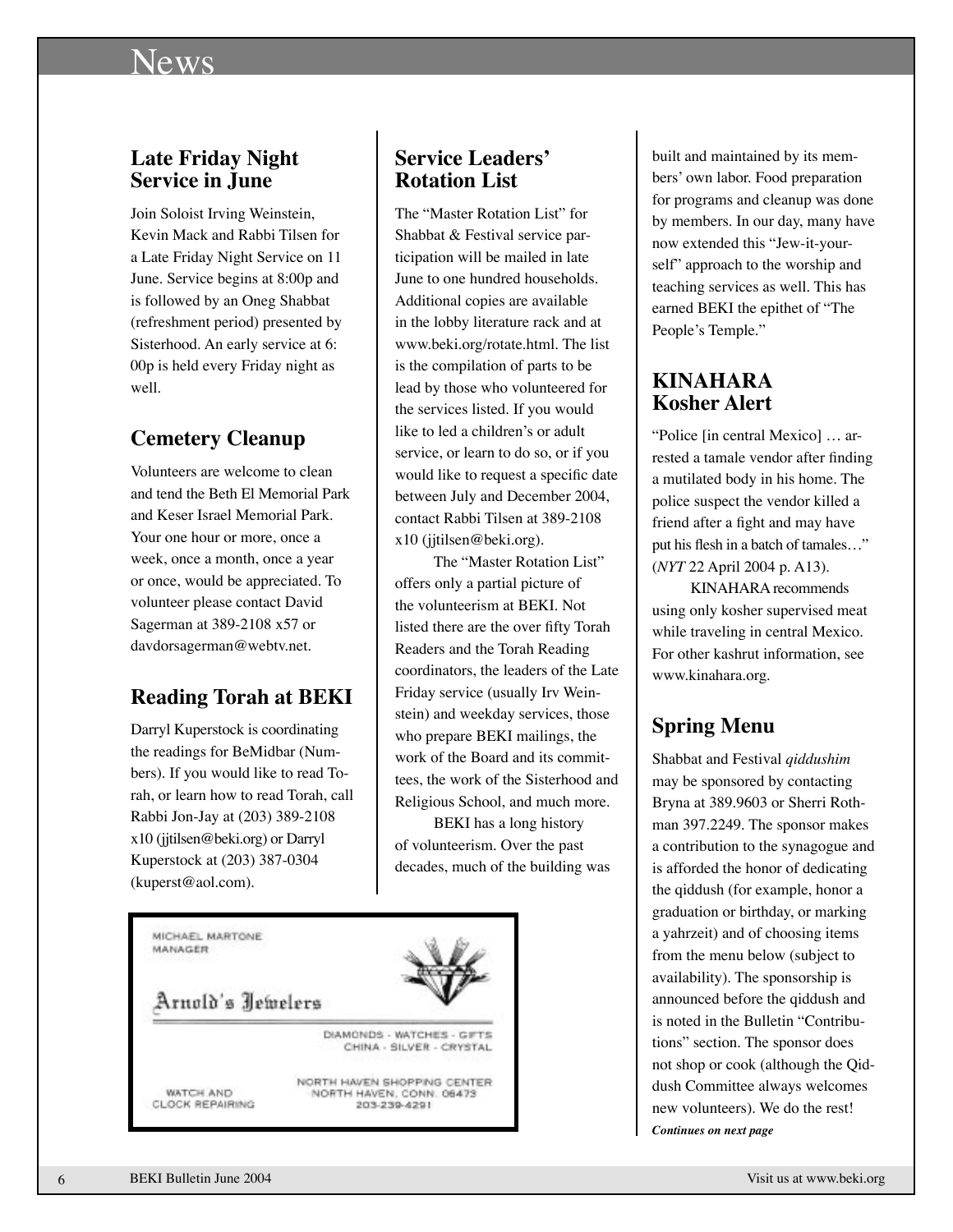# News

## Late Friday Night Service in June

Join Soloist Irving Weinstein, Kevin Mack and Rabbi Tilsen for a Late Friday Night Service on 11 June. Service begins at 8:00p and is followed by an Oneg Shabbat (refreshment period) presented by Sisterhood. An early service at 6:00p is held every Friday night as well.

## Cemetery Cleanup

Volunteers are welcome to clean and tend the Beth El Memorial Park and Keser Israel Memorial Park. Your one hour or more, once a week, once a month, once a year or once, would be appreciated. To volunteer please contact David Sagerman at 389-2108 x57 or davdorsagerman@webtv.net.

## Reading Torah at BEKI

Darryl Kuperstock is coordinating the readings for BeMidbar (Numbers). If you would like to read Torah, or learn how to read Torah, call Rabbi Jon-Jay at (203) 389-2108 x10 (jjtilsen@beki.org) or Darryl Kuperstock at (203) 387-0304 (kuperst@aol.com).

## Service Leaders' Rotation List

The "Master Rotation List" for Shabbat & Festival service participation will be mailed in late June to one hundred households. Additional copies are available in the lobby literature rack and at www.beki.org/rotate.html. The list is the compilation of parts to be lead by those who volunteered for the services listed. If you would like to led a children's or adult service, or learn to do so, or if you would like to request a specific date between July and December 2004, contact Rabbi Tilsen at 389-2108 x10 (jjtilsen@beki.org).

The "Master Rotation List" offers only a partial picture of the volunteerism at BEKI. Not listed there are the over fifty Torah Readers and the Torah Reading coordinators, the leaders of the Late Friday service (usually Irv Weinstein) and weekday services, those who prepare BEKI mailings, the work of the Board and its committees, the work of the Sisterhood and Religious School, and much more.

BEKI has a long history of volunteerism. Over the past decades, much of the building was built and maintained by its members' own labor. Food preparation for programs and cleanup was done by members. In our day, many have now extended this "Jew-it-yourself" approach to the worship and teaching services as well. This has earned BEKI the epithet of "The People's Temple."

## KINAHARA Kosher Alert

"Police [in central Mexico] … arrested a tamale vendor after finding a mutilated body in his home. The police suspect the vendor killed a friend after a fight and may have put his flesh in a batch of tamales…" (*NYT* 22 April 2004 p. A13).

KINAHARA recommends using only kosher supervised meat while traveling in central Mexico. For other kashrut information, see www.kinahara.org.

## Spring Menu

Shabbat and Festival *qiddushim* may be sponsored by contacting Bryna at 389.9603 or Sherri Rothman 397.2249. The sponsor makes a contribution to the synagogue and is afforded the honor of dedicating the qiddush (for example, honor a graduation or birthday, or marking a yahrzeit) and of choosing items from the menu below (subject to availability). The sponsorship is announced before the qiddush and is noted in the Bulletin "Contributions" section. The sponsor does not shop or cook (although the Qiddush Committee always welcomes new volunteers). We do the rest!

***Continues on next page***

MICHAEL MARTONE
MANAGER

Arnold's Jewelers

DIAMONDS - WATCHES - GIFTS
CHINA - SILVER - CRYSTAL

WATCH AND CLOCK REPAIRING

NORTH HAVEN SHOPPING CENTER
NORTH HAVEN, CONN. 06473
203-239-4291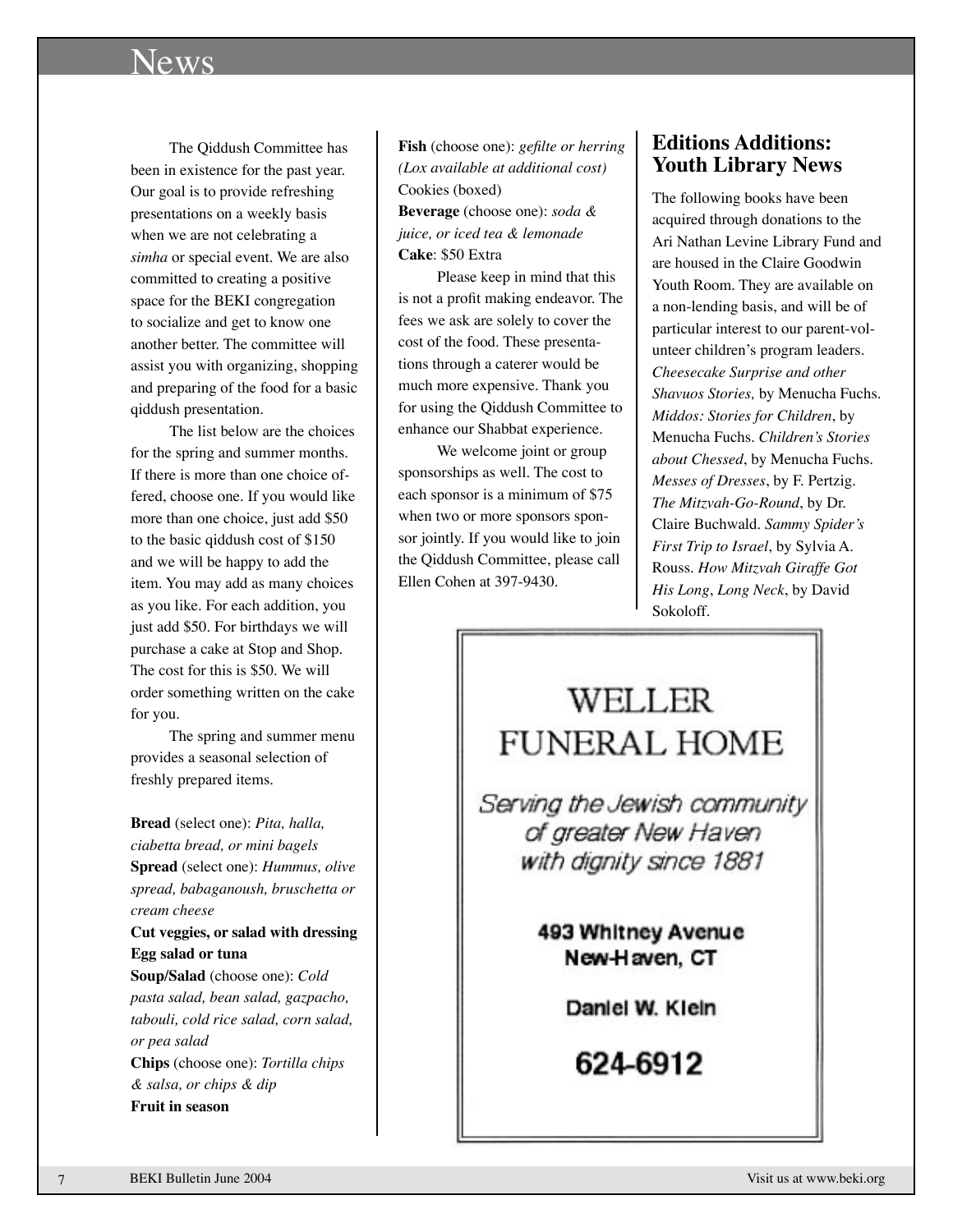# News

The Qiddush Committee has been in existence for the past year. Our goal is to provide refreshing presentations on a weekly basis when we are not celebrating a *simha* or special event. We are also committed to creating a positive space for the BEKI congregation to socialize and get to know one another better. The committee will assist you with organizing, shopping and preparing of the food for a basic qiddush presentation.

The list below are the choices for the spring and summer months. If there is more than one choice offered, choose one. If you would like more than one choice, just add $50 to the basic qiddush cost of $150 and we will be happy to add the item. You may add as many choices as you like. For each addition, you just add $50. For birthdays we will purchase a cake at Stop and Shop. The cost for this is $50. We will order something written on the cake for you.

The spring and summer menu provides a seasonal selection of freshly prepared items.

**Bread** (select one): *Pita, halla, ciabetta bread, or mini bagels*
**Spread** (select one): *Hummus, olive spread, babaganoush, bruschetta or cream cheese*
**Cut veggies, or salad with dressing**
**Egg salad or tuna**
**Soup/Salad** (choose one): *Cold pasta salad, bean salad, gazpacho, tabouli, cold rice salad, corn salad, or pea salad*
**Chips** (choose one): *Tortilla chips & salsa, or chips & dip*
**Fruit in season**
**Fish** (choose one): *gefilte or herring (Lox available at additional cost)*
Cookies (boxed)
**Beverage** (choose one): *soda & juice, or iced tea & lemonade*
**Cake**: $50 Extra

Please keep in mind that this is not a profit making endeavor. The fees we ask are solely to cover the cost of the food. These presentations through a caterer would be much more expensive. Thank you for using the Qiddush Committee to enhance our Shabbat experience.

We welcome joint or group sponsorships as well. The cost to each sponsor is a minimum of $75 when two or more sponsors sponsor jointly. If you would like to join the Qiddush Committee, please call Ellen Cohen at 397-9430.

## Editions Additions: Youth Library News

The following books have been acquired through donations to the Ari Nathan Levine Library Fund and are housed in the Claire Goodwin Youth Room. They are available on a non-lending basis, and will be of particular interest to our parent-volunteer children's program leaders. *Cheesecake Surprise and other Shavuos Stories,* by Menucha Fuchs. *Middos: Stories for Children*, by Menucha Fuchs. *Children's Stories about Chessed*, by Menucha Fuchs. *Messes of Dresses*, by F. Pertzig. *The Mitzvah-Go-Round*, by Dr. Claire Buchwald. *Sammy Spider's First Trip to Israel*, by Sylvia A. Rouss. *How Mitzvah Giraffe Got His Long, Long Neck*, by David Sokoloff.

WELLER FUNERAL HOME

*Serving the Jewish community of greater New Haven with dignity since 1881*

493 Whitney Avenue
New Haven, CT

Daniel W. Klein

624-6912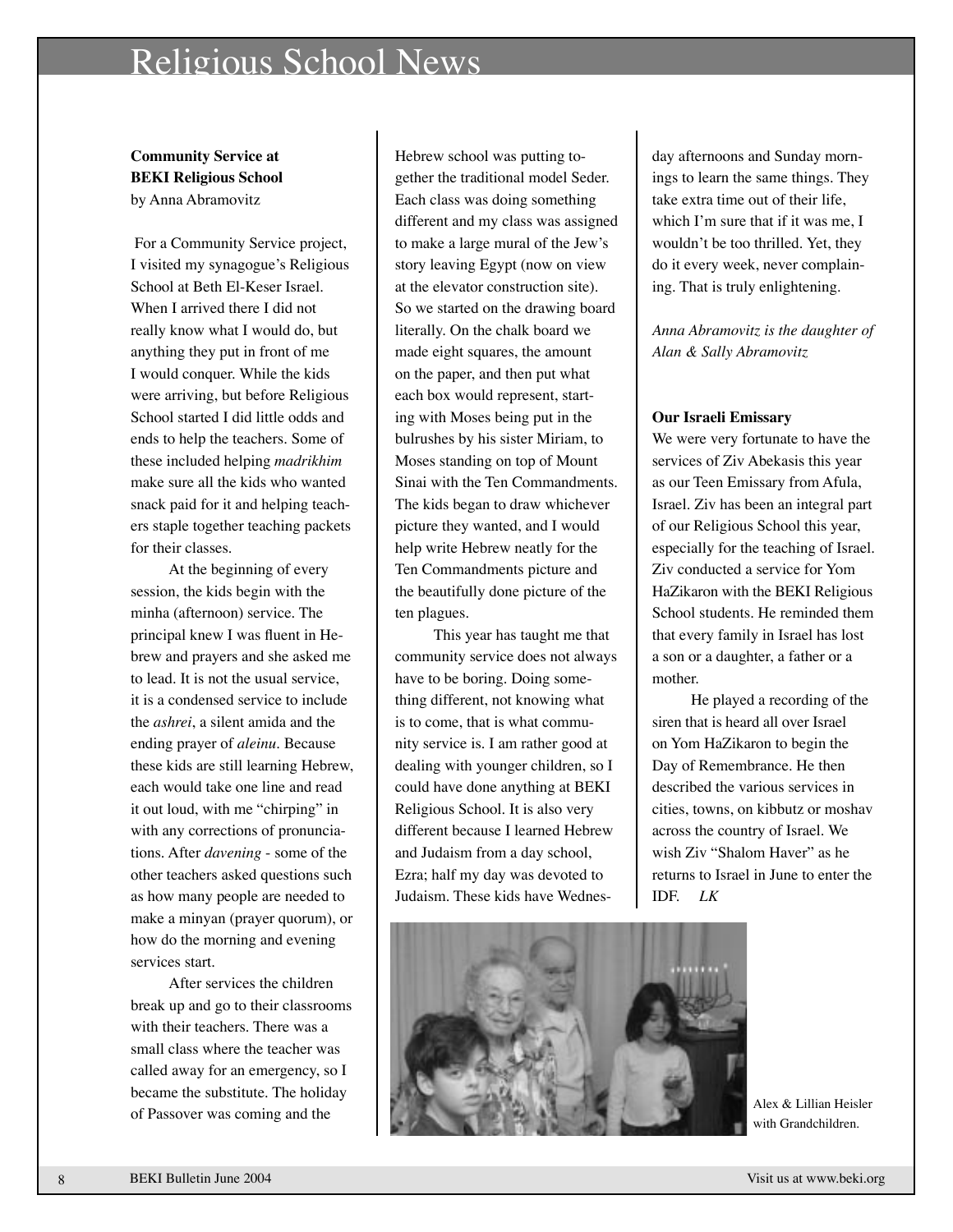# Religious School News

**Community Service at BEKI Religious School**
by Anna Abramovitz

For a Community Service project, I visited my synagogue's Religious School at Beth El-Keser Israel. When I arrived there I did not really know what I would do, but anything they put in front of me I would conquer. While the kids were arriving, but before Religious School started I did little odds and ends to help the teachers. Some of these included helping *madrikhim* make sure all the kids who wanted snack paid for it and helping teachers staple together teaching packets for their classes.

At the beginning of every session, the kids begin with the minha (afternoon) service. The principal knew I was fluent in Hebrew and prayers and she asked me to lead. It is not the usual service, it is a condensed service to include the *ashrei*, a silent amida and the ending prayer of *aleinu*. Because these kids are still learning Hebrew, each would take one line and read it out loud, with me "chirping" in with any corrections of pronunciations. After *davening* - some of the other teachers asked questions such as how many people are needed to make a minyan (prayer quorum), or how do the morning and evening services start.

After services the children break up and go to their classrooms with their teachers. There was a small class where the teacher was called away for an emergency, so I became the substitute. The holiday of Passover was coming and the Hebrew school was putting together the traditional model Seder. Each class was doing something different and my class was assigned to make a large mural of the Jew's story leaving Egypt (now on view at the elevator construction site). So we started on the drawing board literally. On the chalk board we made eight squares, the amount on the paper, and then put what each box would represent, starting with Moses being put in the bulrushes by his sister Miriam, to Moses standing on top of Mount Sinai with the Ten Commandments. The kids began to draw whichever picture they wanted, and I would help write Hebrew neatly for the Ten Commandments picture and the beautifully done picture of the ten plagues.

This year has taught me that community service does not always have to be boring. Doing something different, not knowing what is to come, that is what community service is. I am rather good at dealing with younger children, so I could have done anything at BEKI Religious School. It is also very different because I learned Hebrew and Judaism from a day school, Ezra; half my day was devoted to Judaism. These kids have Wednesday afternoons and Sunday mornings to learn the same things. They take extra time out of their life, which I'm sure that if it was me, I wouldn't be too thrilled. Yet, they do it every week, never complaining. That is truly enlightening.

*Anna Abramovitz is the daughter of Alan & Sally Abramovitz*

**Our Israeli Emissary**

We were very fortunate to have the services of Ziv Abekasis this year as our Teen Emissary from Afula, Israel. Ziv has been an integral part of our Religious School this year, especially for the teaching of Israel. Ziv conducted a service for Yom HaZikaron with the BEKI Religious School students. He reminded them that every family in Israel has lost a son or a daughter, a father or a mother.

He played a recording of the siren that is heard all over Israel on Yom HaZikaron to begin the Day of Remembrance. He then described the various services in cities, towns, on kibbutz or moshav across the country of Israel. We wish Ziv "Shalom Haver" as he returns to Israel in June to enter the IDF. *LK*

Alex & Lillian Heisler with Grandchildren.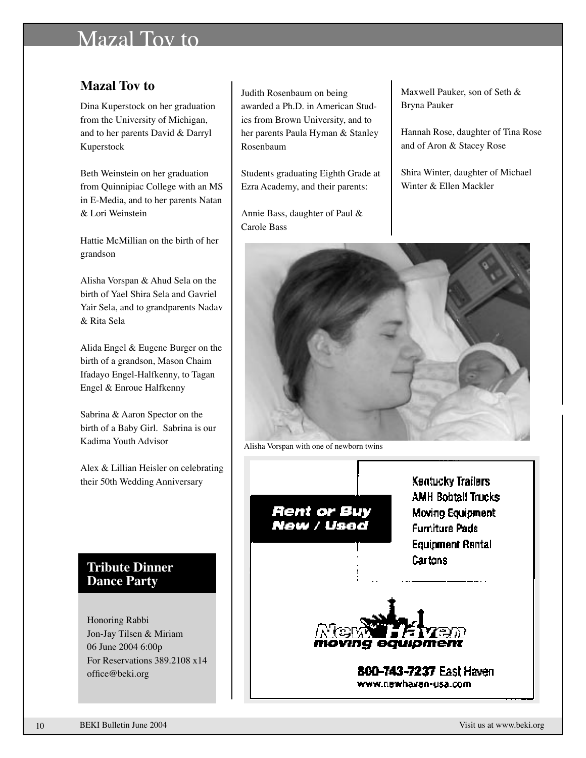# Mazal Tov to

## Mazal Tov to

Dina Kuperstock on her graduation from the University of Michigan, and to her parents David & Darryl Kuperstock

Beth Weinstein on her graduation from Quinnipiac College with an MS in E-Media, and to her parents Natan & Lori Weinstein

Hattie McMillian on the birth of her grandson

Alisha Vorspan & Ahud Sela on the birth of Yael Shira Sela and Gavriel Yair Sela, and to grandparents Nadav & Rita Sela

Alida Engel & Eugene Burger on the birth of a grandson, Mason Chaim Ifadayo Engel-Halfkenny, to Tagan Engel & Enroue Halfkenny

Sabrina & Aaron Spector on the birth of a Baby Girl. Sabrina is our Kadima Youth Advisor

Alex & Lillian Heisler on celebrating their 50th Wedding Anniversary

Judith Rosenbaum on being awarded a Ph.D. in American Studies from Brown University, and to her parents Paula Hyman & Stanley Rosenbaum

Students graduating Eighth Grade at Ezra Academy, and their parents:

Annie Bass, daughter of Paul & Carole Bass

Maxwell Pauker, son of Seth & Bryna Pauker

Hannah Rose, daughter of Tina Rose and of Aron & Stacey Rose

Shira Winter, daughter of Michael Winter & Ellen Mackler

Alisha Vorspan with one of newborn twins

## Tribute Dinner Dance Party

Honoring Rabbi Jon-Jay Tilsen & Miriam
06 June 2004 6:00p
For Reservations 389.2108 x14
office@beki.org

**Rent or Buy New / Used**

Kentucky Trailers
AMH Bobtail Trucks
Moving Equipment
Furniture Pads
Equipment Rental
Cartons

New Haven moving equipment

800-743-7237 East Haven
www.newhaven-usa.com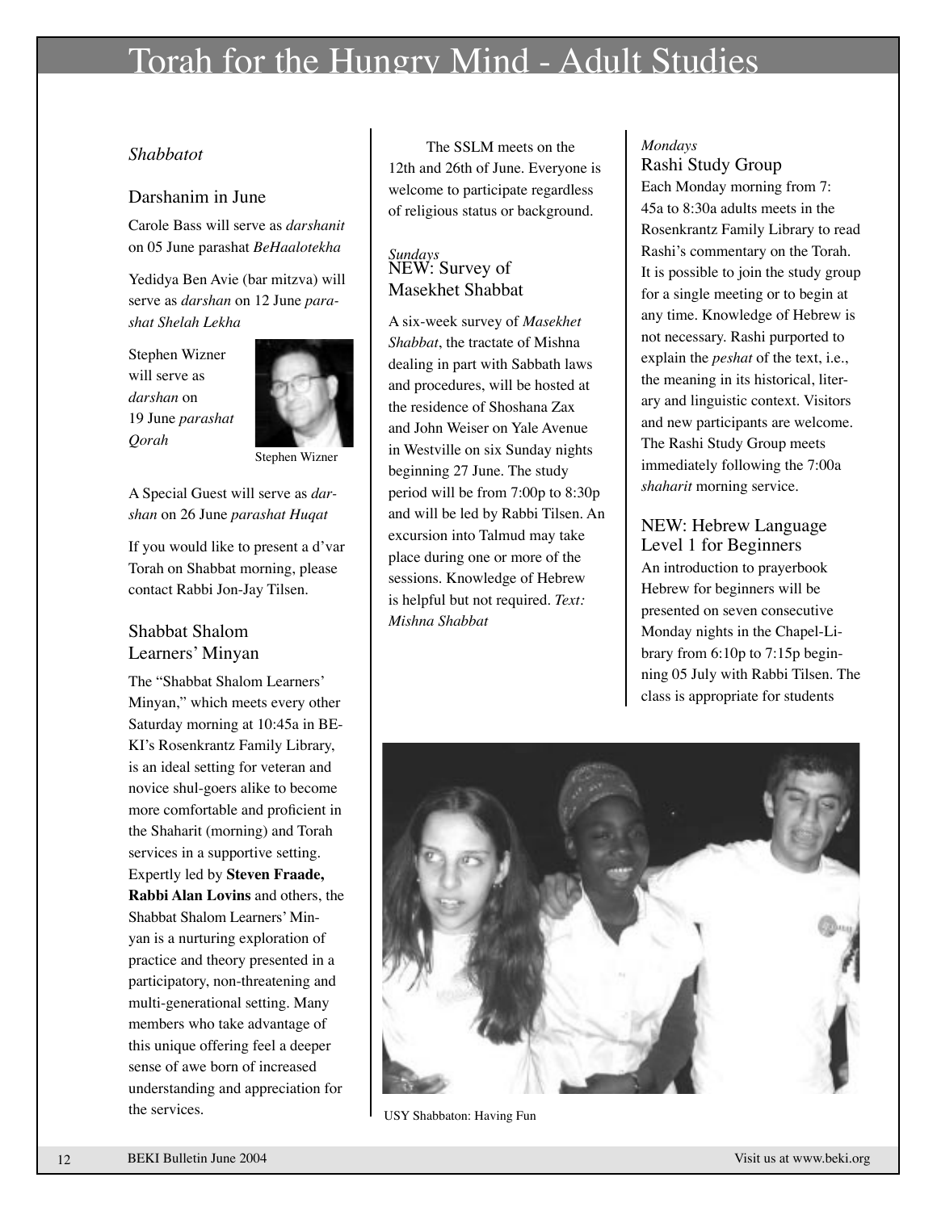# Torah for the Hungry Mind - Adult Studies

*Shabbatot*

## Darshanim in June

Carole Bass will serve as *darshanit* on 05 June parashat *BeHaalotekha*

Yedidya Ben Avie (bar mitzva) will serve as *darshan* on 12 June *parashat Shelah Lekha*

Stephen Wizner will serve as *darshan* on 19 June *parashat Qorah*

Stephen Wizner

A Special Guest will serve as *darshan* on 26 June *parashat Huqat*

If you would like to present a d'var Torah on Shabbat morning, please contact Rabbi Jon-Jay Tilsen.

## Shabbat Shalom Learners' Minyan

The "Shabbat Shalom Learners' Minyan," which meets every other Saturday morning at 10:45a in BEKI's Rosenkrantz Family Library, is an ideal setting for veteran and novice shul-goers alike to become more comfortable and proficient in the Shaharit (morning) and Torah services in a supportive setting. Expertly led by **Steven Fraade, Rabbi Alan Lovins** and others, the Shabbat Shalom Learners' Minyan is a nurturing exploration of practice and theory presented in a participatory, non-threatening and multi-generational setting. Many members who take advantage of this unique offering feel a deeper sense of awe born of increased understanding and appreciation for the services.

The SSLM meets on the 12th and 26th of June. Everyone is welcome to participate regardless of religious status or background.

*Sundays*

## NEW: Survey of Masekhet Shabbat

A six-week survey of *Masekhet Shabbat*, the tractate of Mishna dealing in part with Sabbath laws and procedures, will be hosted at the residence of Shoshana Zax and John Weiser on Yale Avenue in Westville on six Sunday nights beginning 27 June. The study period will be from 7:00p to 8:30p and will be led by Rabbi Tilsen. An excursion into Talmud may take place during one or more of the sessions. Knowledge of Hebrew is helpful but not required. *Text: Mishna Shabbat*

*Mondays*

## Rashi Study Group

Each Monday morning from 7:45a to 8:30a adults meets in the Rosenkrantz Family Library to read Rashi's commentary on the Torah. It is possible to join the study group for a single meeting or to begin at any time. Knowledge of Hebrew is not necessary. Rashi purported to explain the *peshat* of the text, i.e., the meaning in its historical, literary and linguistic context. Visitors and new participants are welcome. The Rashi Study Group meets immediately following the 7:00a *shaharit* morning service.

## NEW: Hebrew Language Level 1 for Beginners

An introduction to prayerbook Hebrew for beginners will be presented on seven consecutive Monday nights in the Chapel-Library from 6:10p to 7:15p beginning 05 July with Rabbi Tilsen. The class is appropriate for students

USY Shabbaton: Having Fun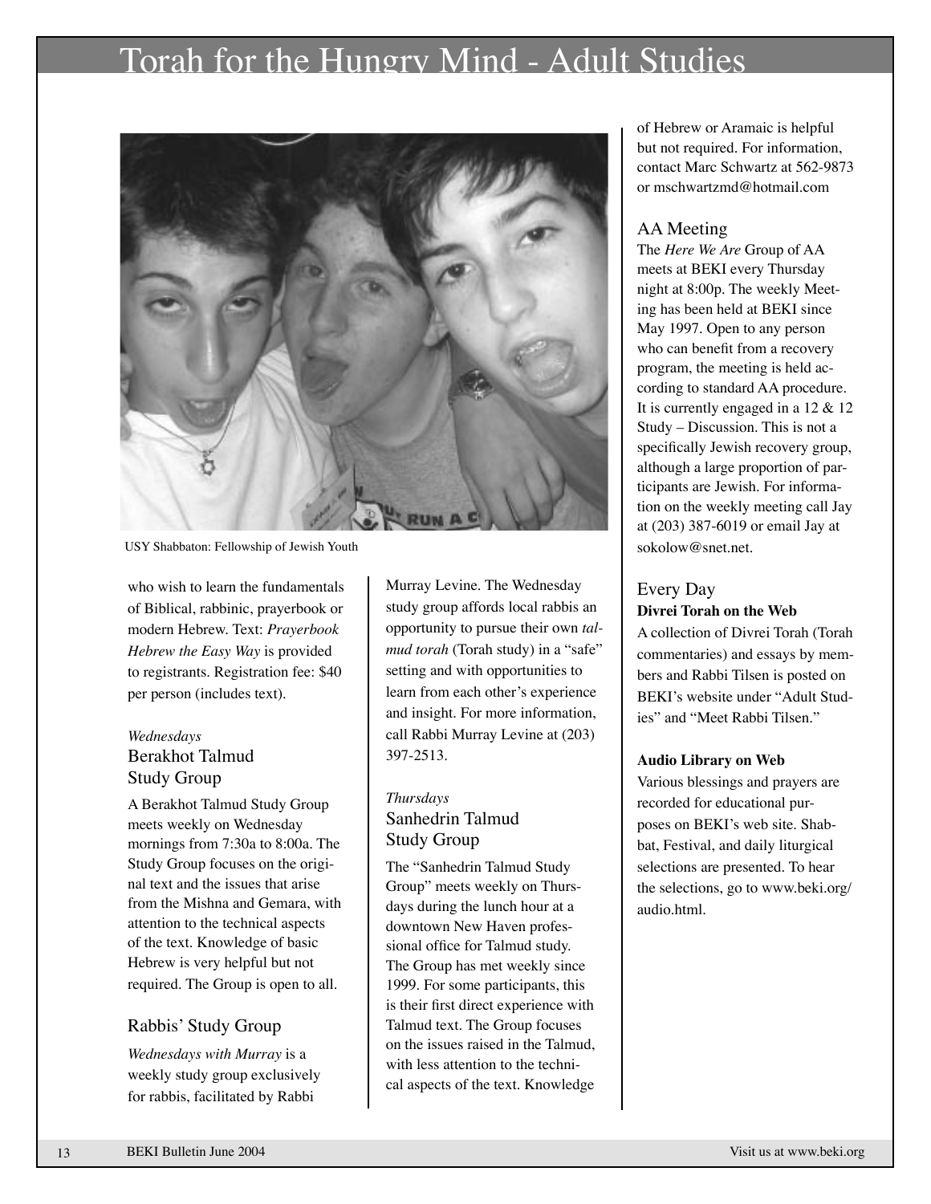# Torah for the Hungry Mind - Adult Studies

USY Shabbaton: Fellowship of Jewish Youth

who wish to learn the fundamentals of Biblical, rabbinic, prayerbook or modern Hebrew. Text: *Prayerbook Hebrew the Easy Way* is provided to registrants. Registration fee: $40 per person (includes text).

*Wednesdays*

### Berakhot Talmud Study Group

A Berakhot Talmud Study Group meets weekly on Wednesday mornings from 7:30a to 8:00a. The Study Group focuses on the original text and the issues that arise from the Mishna and Gemara, with attention to the technical aspects of the text. Knowledge of basic Hebrew is very helpful but not required. The Group is open to all.

### Rabbis' Study Group

*Wednesdays with Murray* is a weekly study group exclusively for rabbis, facilitated by Rabbi Murray Levine. The Wednesday study group affords local rabbis an opportunity to pursue their own *talmud torah* (Torah study) in a "safe" setting and with opportunities to learn from each other's experience and insight. For more information, call Rabbi Murray Levine at (203) 397-2513.

*Thursdays*

### Sanhedrin Talmud Study Group

The "Sanhedrin Talmud Study Group" meets weekly on Thursdays during the lunch hour at a downtown New Haven professional office for Talmud study. The Group has met weekly since 1999. For some participants, this is their first direct experience with Talmud text. The Group focuses on the issues raised in the Talmud, with less attention to the technical aspects of the text. Knowledge of Hebrew or Aramaic is helpful but not required. For information, contact Marc Schwartz at 562-9873 or mschwartzmd@hotmail.com

### AA Meeting

The *Here We Are* Group of AA meets at BEKI every Thursday night at 8:00p. The weekly Meeting has been held at BEKI since May 1997. Open to any person who can benefit from a recovery program, the meeting is held according to standard AA procedure. It is currently engaged in a 12 & 12 Study – Discussion. This is not a specifically Jewish recovery group, although a large proportion of participants are Jewish. For information on the weekly meeting call Jay at (203) 387-6019 or email Jay at sokolow@snet.net.

### Every Day

**Divrei Torah on the Web**

A collection of Divrei Torah (Torah commentaries) and essays by members and Rabbi Tilsen is posted on BEKI's website under "Adult Studies" and "Meet Rabbi Tilsen."

**Audio Library on Web**

Various blessings and prayers are recorded for educational purposes on BEKI's web site. Shabbat, Festival, and daily liturgical selections are presented. To hear the selections, go to www.beki.org/audio.html.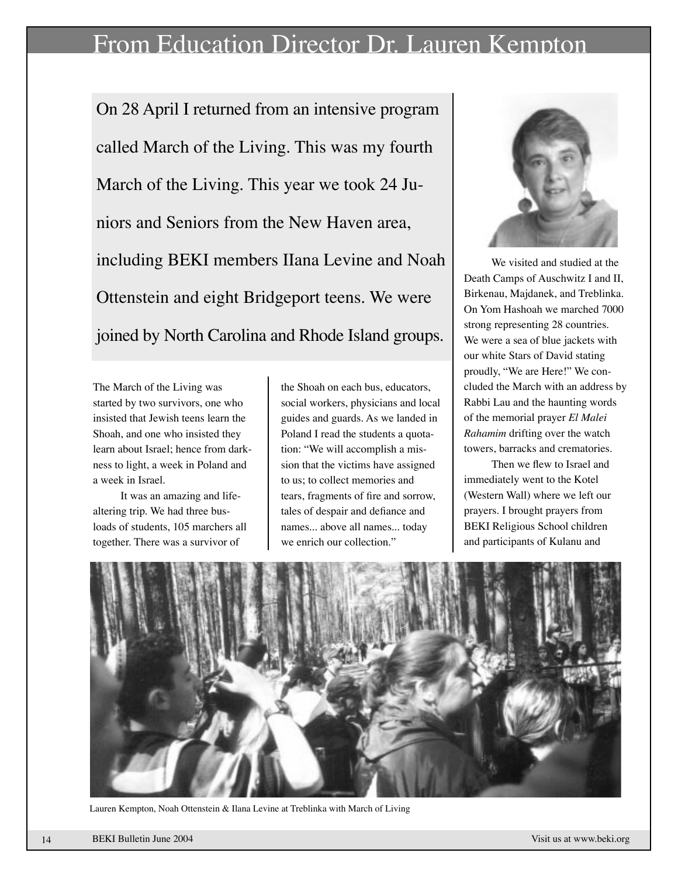# From Education Director Dr. Lauren Kempton

On 28 April I returned from an intensive program called March of the Living. This was my fourth March of the Living. This year we took 24 Juniors and Seniors from the New Haven area, including BEKI members IIana Levine and Noah Ottenstein and eight Bridgeport teens. We were joined by North Carolina and Rhode Island groups.

The March of the Living was started by two survivors, one who insisted that Jewish teens learn the Shoah, and one who insisted they learn about Israel; hence from darkness to light, a week in Poland and a week in Israel.

It was an amazing and life-altering trip. We had three busloads of students, 105 marchers all together. There was a survivor of the Shoah on each bus, educators, social workers, physicians and local guides and guards. As we landed in Poland I read the students a quotation: "We will accomplish a mission that the victims have assigned to us; to collect memories and tears, fragments of fire and sorrow, tales of despair and defiance and names... above all names... today we enrich our collection."

We visited and studied at the Death Camps of Auschwitz I and II, Birkenau, Majdanek, and Treblinka. On Yom Hashoah we marched 7000 strong representing 28 countries. We were a sea of blue jackets with our white Stars of David stating proudly, "We are Here!" We concluded the March with an address by Rabbi Lau and the haunting words of the memorial prayer *El Malei Rahamim* drifting over the watch towers, barracks and crematories.

Then we flew to Israel and immediately went to the Kotel (Western Wall) where we left our prayers. I brought prayers from BEKI Religious School children and participants of Kulanu and

Lauren Kempton, Noah Ottenstein & Ilana Levine at Treblinka with March of Living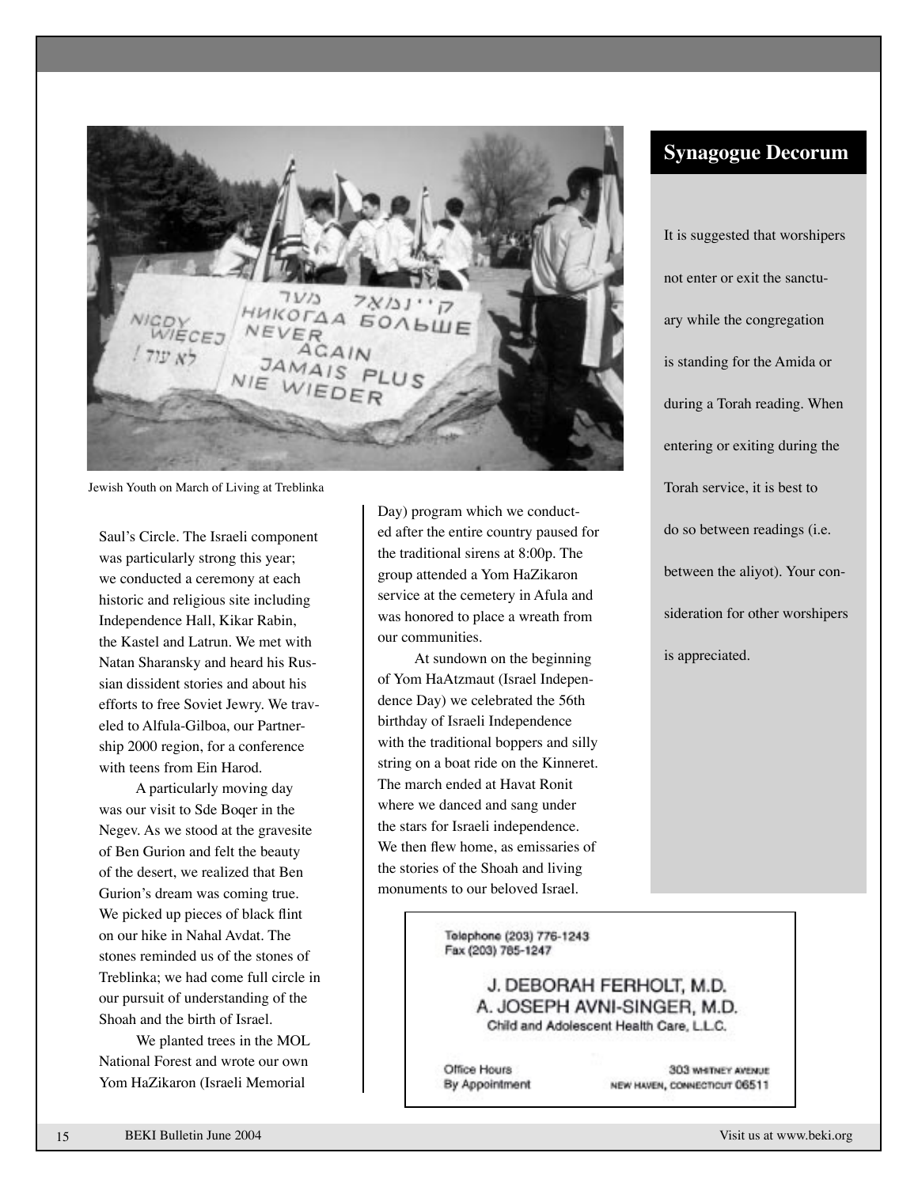Jewish Youth on March of Living at Treblinka

Saul's Circle. The Israeli component was particularly strong this year; we conducted a ceremony at each historic and religious site including Independence Hall, Kikar Rabin, the Kastel and Latrun. We met with Natan Sharansky and heard his Russian dissident stories and about his efforts to free Soviet Jewry. We traveled to Alfula-Gilboa, our Partnership 2000 region, for a conference with teens from Ein Harod.

A particularly moving day was our visit to Sde Boqer in the Negev. As we stood at the gravesite of Ben Gurion and felt the beauty of the desert, we realized that Ben Gurion's dream was coming true. We picked up pieces of black flint on our hike in Nahal Avdat. The stones reminded us of the stones of Treblinka; we had come full circle in our pursuit of understanding of the Shoah and the birth of Israel.

We planted trees in the MOL National Forest and wrote our own Yom HaZikaron (Israeli Memorial Day) program which we conducted after the entire country paused for the traditional sirens at 8:00p. The group attended a Yom HaZikaron service at the cemetery in Afula and was honored to place a wreath from our communities.

At sundown on the beginning of Yom HaAtzmaut (Israel Independence Day) we celebrated the 56th birthday of Israeli Independence with the traditional boppers and silly string on a boat ride on the Kinneret. The march ended at Havat Ronit where we danced and sang under the stars for Israeli independence. We then flew home, as emissaries of the stories of the Shoah and living monuments to our beloved Israel.

## Synagogue Decorum

It is suggested that worshipers not enter or exit the sanctuary while the congregation is standing for the Amida or during a Torah reading. When entering or exiting during the Torah service, it is best to do so between readings (i.e. between the aliyot). Your consideration for other worshipers is appreciated.

Telephone (203) 776-1243
Fax (203) 785-1247

J. DEBORAH FERHOLT, M.D.
A. JOSEPH AVNI-SINGER, M.D.
Child and Adolescent Health Care, L.L.C.

Office Hours
By Appointment

303 WHITNEY AVENUE
NEW HAVEN, CONNECTICUT 06511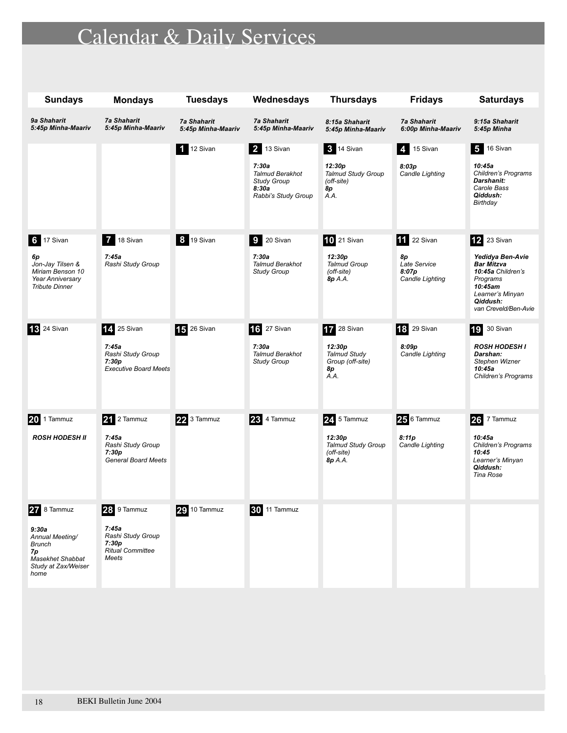# Calendar & Daily Services

| Sundays | Mondays | Tuesdays | Wednesdays | Thursdays | Fridays | Saturdays |
|---|---|---|---|---|---|---|
| ***9a Shaharit*** ***5:45p Minha-Maariv*** | ***7a Shaharit*** ***5:45p Minha-Maariv*** | ***7a Shaharit*** ***5:45p Minha-Maariv*** | ***7a Shaharit*** ***5:45p Minha-Maariv*** | ***8:15a Shaharit*** ***5:45p Minha-Maariv*** | ***7a Shaharit*** ***6:00p Minha-Maariv*** | ***9:15a Shaharit*** ***5:45p Minha*** |
| | | **1** 12 Sivan | **2** 13 Sivan<br>***7:30a*** *Talmud Berakhot Study Group*<br>***8:30a*** *Rabbi's Study Group* | **3** 14 Sivan<br>***12:30p*** *Talmud Study Group (off-site)*<br>***8p*** *A.A.* | **4** 15 Sivan<br>***8:03p*** *Candle Lighting* | **5** 16 Sivan<br>***10:45a*** *Children's Programs*<br>***Darshanit:*** *Carole Bass*<br>***Qiddush:*** *Birthday* |
| **6** 17 Sivan<br>***6p*** *Jon-Jay Tilsen & Miriam Benson 10 Year Anniversary Tribute Dinner* | **7** 18 Sivan<br>***7:45a*** *Rashi Study Group* | **8** 19 Sivan | **9** 20 Sivan<br>***7:30a*** *Talmud Berakhot Study Group* | **10** 21 Sivan<br>***12:30p*** *Talmud Group (off-site)*<br>***8p*** *A.A.* | **11** 22 Sivan<br>***8p*** *Late Service*<br>***8:07p*** *Candle Lighting* | **12** 23 Sivan<br>***Yedidya Ben-Avie Bar Mitzva***<br>***10:45a*** *Children's Programs*<br>***10:45am*** *Learner's Minyan*<br>***Qiddush:*** *van Creveld/Ben-Avie* |
| **13** 24 Sivan | **14** 25 Sivan<br>***7:45a*** *Rashi Study Group*<br>***7:30p*** *Executive Board Meets* | **15** 26 Sivan | **16** 27 Sivan<br>***7:30a*** *Talmud Berakhot Study Group* | **17** 28 Sivan<br>***12:30p*** *Talmud Study Group (off-site)*<br>***8p*** *A.A.* | **18** 29 Sivan<br>***8:09p*** *Candle Lighting* | **19** 30 Sivan<br>***ROSH HODESH I***<br>***Darshan:*** *Stephen Wizner*<br>***10:45a*** *Children's Programs* |
| **20** 1 Tammuz<br>***ROSH HODESH II*** | **21** 2 Tammuz<br>***7:45a*** *Rashi Study Group*<br>***7:30p*** *General Board Meets* | **22** 3 Tammuz | **23** 4 Tammuz | **24** 5 Tammuz<br>***12:30p*** *Talmud Study Group (off-site)*<br>***8p*** *A.A.* | **25** 6 Tammuz<br>***8:11p*** *Candle Lighting* | **26** 7 Tammuz<br>***10:45a*** *Children's Programs*<br>***10:45*** *Learner's Minyan*<br>***Qiddush:*** *Tina Rose* |
| **27** 8 Tammuz<br>***9:30a*** *Annual Meeting/ Brunch*<br>***7p*** *Masekhet Shabbat Study at Zax/Weiser home* | **28** 9 Tammuz<br>***7:45a*** *Rashi Study Group*<br>***7:30p*** *Ritual Committee Meets* | **29** 10 Tammuz | **30** 11 Tammuz | | | |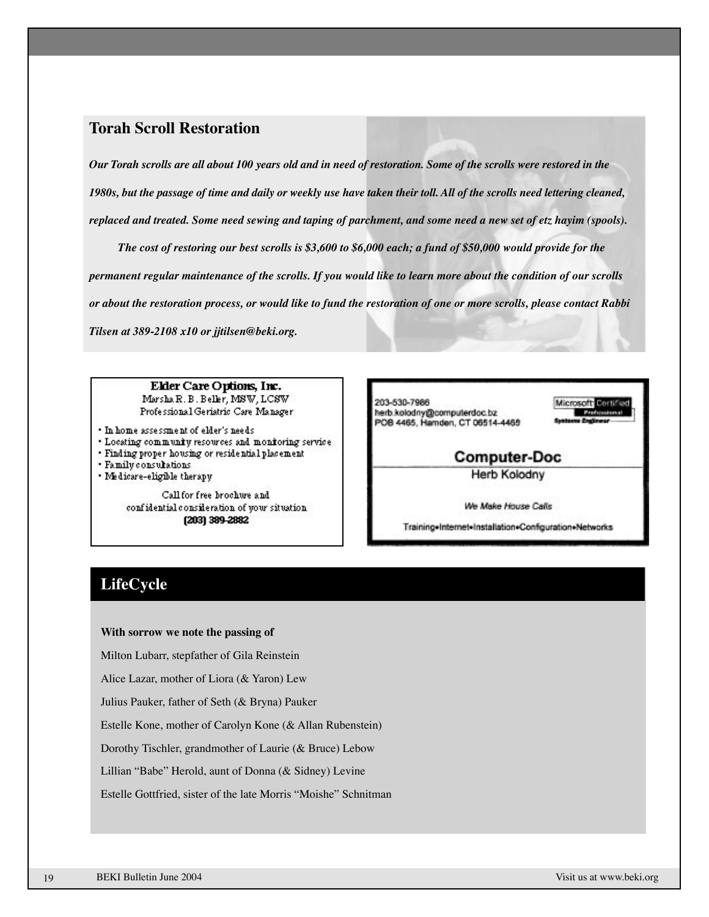## Torah Scroll Restoration

*Our Torah scrolls are all about 100 years old and in need of restoration. Some of the scrolls were restored in the 1980s, but the passage of time and daily or weekly use have taken their toll. All of the scrolls need lettering cleaned, replaced and treated. Some need sewing and taping of parchment, and some need a new set of etz hayim (spools).*

*The cost of restoring our best scrolls is $3,600 to $6,000 each; a fund of $50,000 would provide for the permanent regular maintenance of the scrolls. If you would like to learn more about the condition of our scrolls or about the restoration process, or would like to fund the restoration of one or more scrolls, please contact Rabbi Tilsen at 389-2108 x10 or jjtilsen@beki.org.*

**Elder Care Options, Inc.**
Marsha R. B. Beller, MSW, LCSW
Professional Geriatric Care Manager

- In home assessment of elder's needs
- Locating community resources and monitoring service
- Finding proper housing or residential placement
- Family consultations
- Medicare-eligible therapy

Call for free brochure and confidential consideration of your situation
**(203) 389-2882**

203-530-7966
herb.kolodny@computerdoc.bz
POB 4465, Hamden, CT 06514-4465

Microsoft Certified Professional Systems Engineer

**Computer-Doc**
Herb Kolodny

*We Make House Calls*

Training•Internet•Installation•Configuration•Networks

## LifeCycle

**With sorrow we note the passing of**

Milton Lubarr, stepfather of Gila Reinstein

Alice Lazar, mother of Liora (& Yaron) Lew

Julius Pauker, father of Seth (& Bryna) Pauker

Estelle Kone, mother of Carolyn Kone (& Allan Rubenstein)

Dorothy Tischler, grandmother of Laurie (& Bruce) Lebow

Lillian "Babe" Herold, aunt of Donna (& Sidney) Levine

Estelle Gottfried, sister of the late Morris "Moishe" Schnitman